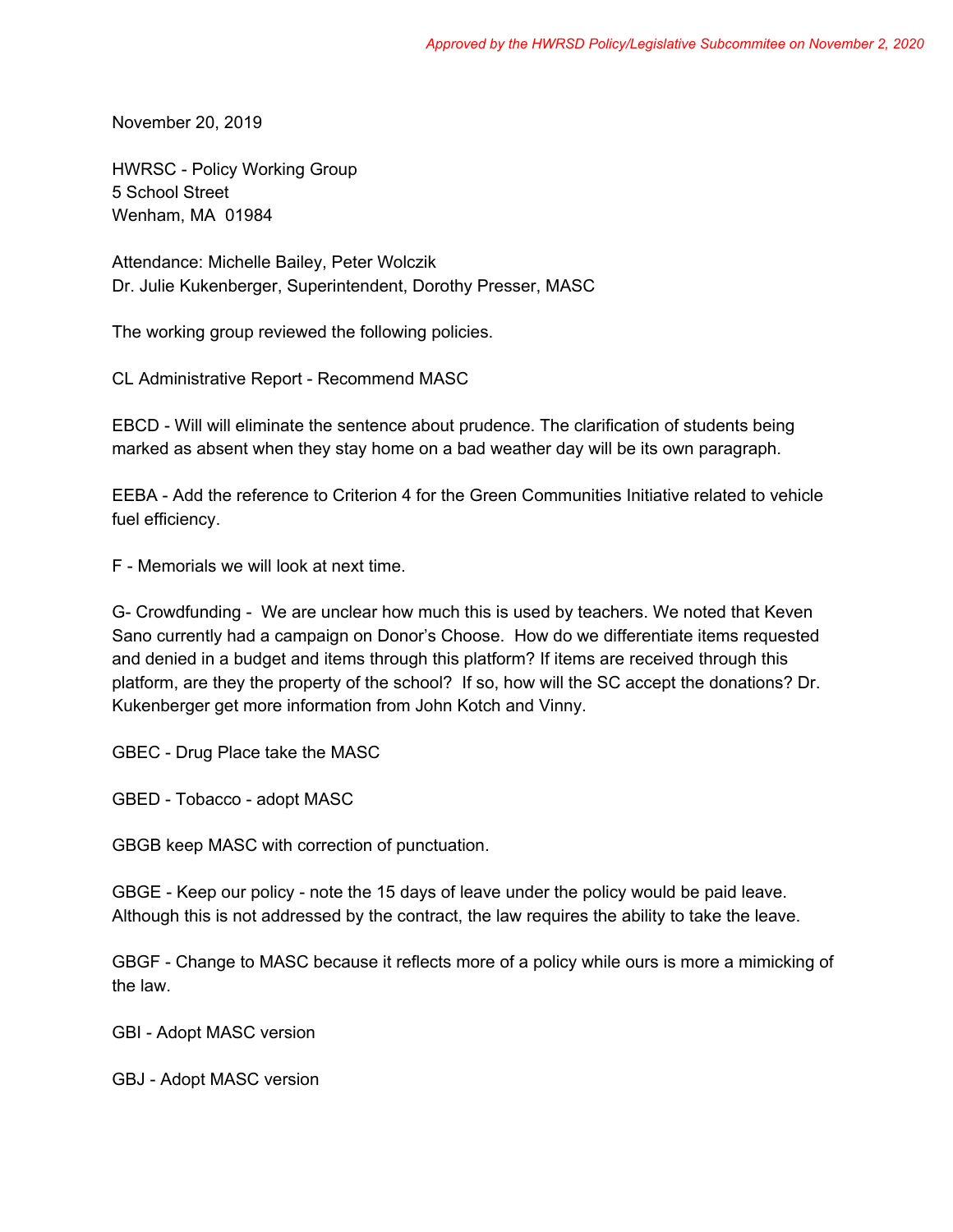*Approved by the HWRSD Policy/Legislative Subcommitee on November 2, 2020*

November 20, 2019

HWRSC - Policy Working Group
5 School Street
Wenham, MA  01984

Attendance: Michelle Bailey, Peter Wolczik
Dr. Julie Kukenberger, Superintendent, Dorothy Presser, MASC

The working group reviewed the following policies.

CL Administrative Report - Recommend MASC

EBCD - Will will eliminate the sentence about prudence. The clarification of students being marked as absent when they stay home on a bad weather day will be its own paragraph.

EEBA - Add the reference to Criterion 4 for the Green Communities Initiative related to vehicle fuel efficiency.

F - Memorials we will look at next time.

G- Crowdfunding -  We are unclear how much this is used by teachers. We noted that Keven Sano currently had a campaign on Donor's Choose.  How do we differentiate items requested and denied in a budget and items through this platform? If items are received through this platform, are they the property of the school?  If so, how will the SC accept the donations? Dr. Kukenberger get more information from John Kotch and Vinny.

GBEC - Drug Place take the MASC

GBED - Tobacco - adopt MASC

GBGB keep MASC with correction of punctuation.

GBGE - Keep our policy - note the 15 days of leave under the policy would be paid leave. Although this is not addressed by the contract, the law requires the ability to take the leave.

GBGF - Change to MASC because it reflects more of a policy while ours is more a mimicking of the law.

GBI - Adopt MASC version

GBJ - Adopt MASC version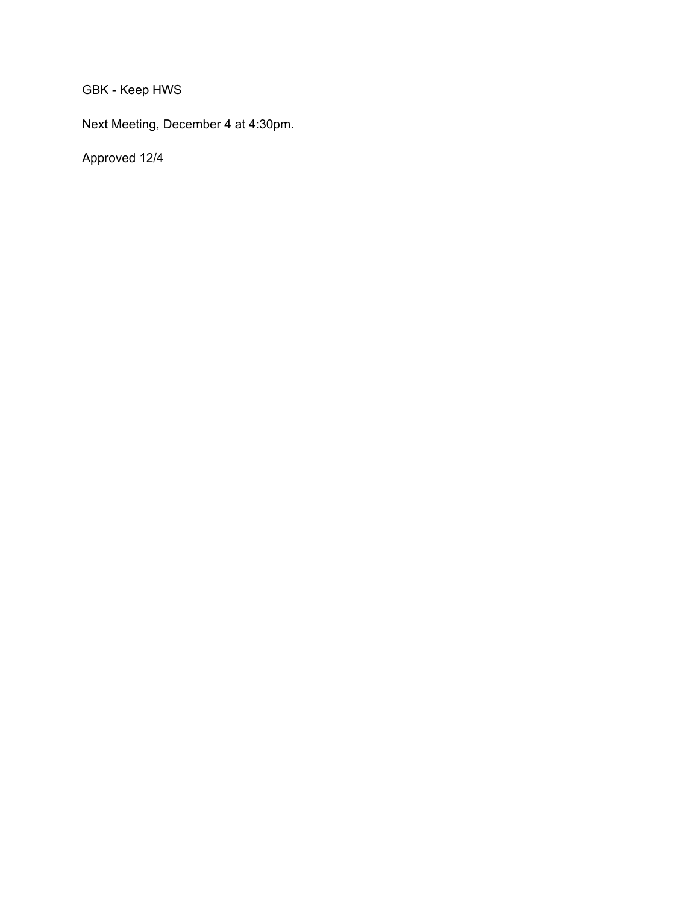GBK - Keep HWS

Next Meeting, December 4 at 4:30pm.

Approved 12/4